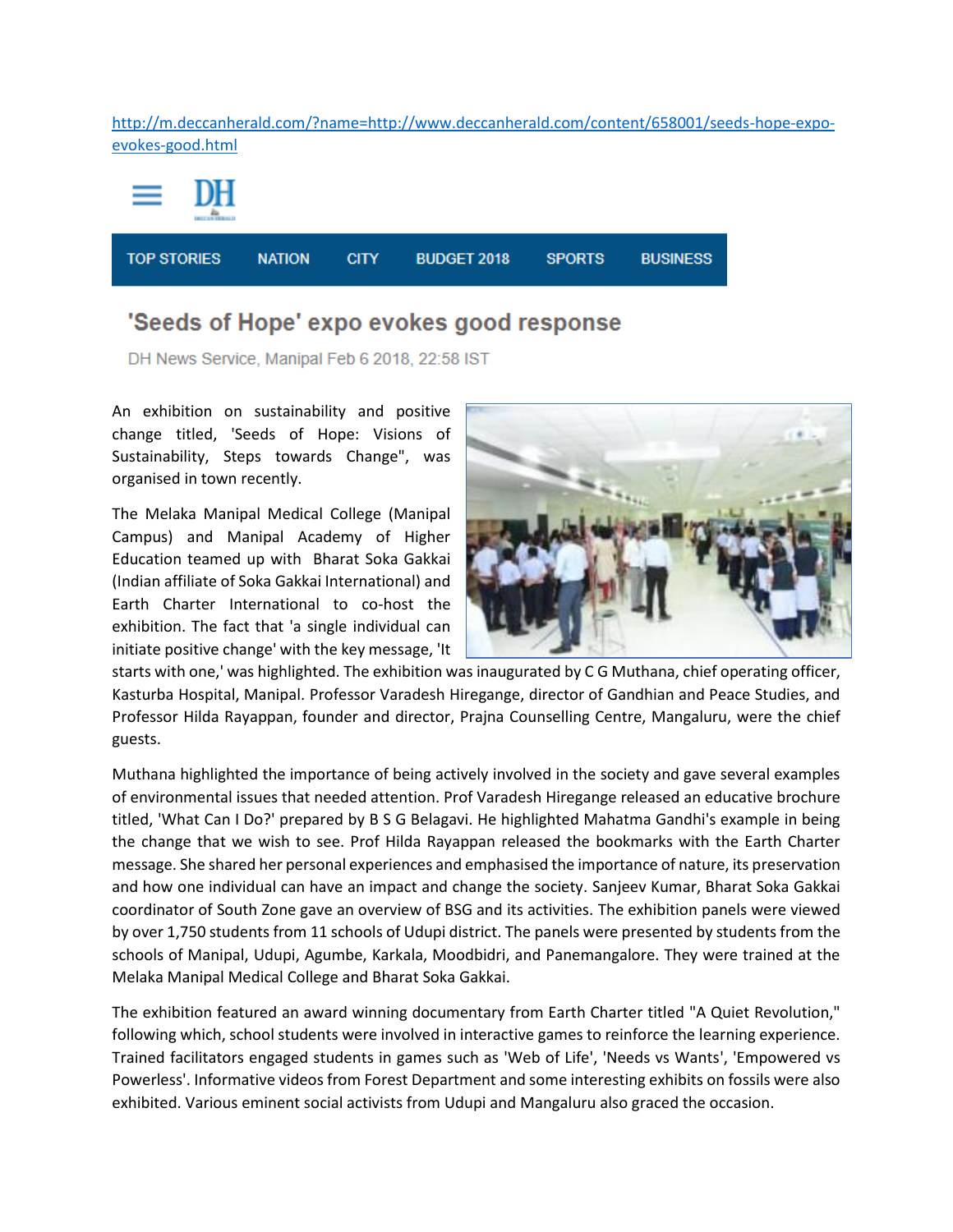http://m.deccanherald.com/?name=http://www.deccanherald.com/content/658001/seeds-hope-expo-evokes-good.html

DH

TOP STORIES NATION CITY BUDGET 2018 SPORTS BUSINESS

# 'Seeds of Hope' expo evokes good response

DH News Service, Manipal Feb 6 2018, 22:58 IST

An exhibition on sustainability and positive change titled, 'Seeds of Hope: Visions of Sustainability, Steps towards Change", was organised in town recently.

The Melaka Manipal Medical College (Manipal Campus) and Manipal Academy of Higher Education teamed up with Bharat Soka Gakkai (Indian affiliate of Soka Gakkai International) and Earth Charter International to co-host the exhibition. The fact that 'a single individual can initiate positive change' with the key message, 'It starts with one,' was highlighted. The exhibition was inaugurated by C G Muthana, chief operating officer, Kasturba Hospital, Manipal. Professor Varadesh Hiregange, director of Gandhian and Peace Studies, and Professor Hilda Rayappan, founder and director, Prajna Counselling Centre, Mangaluru, were the chief guests.

Muthana highlighted the importance of being actively involved in the society and gave several examples of environmental issues that needed attention. Prof Varadesh Hiregange released an educative brochure titled, 'What Can I Do?' prepared by B S G Belagavi. He highlighted Mahatma Gandhi's example in being the change that we wish to see. Prof Hilda Rayappan released the bookmarks with the Earth Charter message. She shared her personal experiences and emphasised the importance of nature, its preservation and how one individual can have an impact and change the society. Sanjeev Kumar, Bharat Soka Gakkai coordinator of South Zone gave an overview of BSG and its activities. The exhibition panels were viewed by over 1,750 students from 11 schools of Udupi district. The panels were presented by students from the schools of Manipal, Udupi, Agumbe, Karkala, Moodbidri, and Panemangalore. They were trained at the Melaka Manipal Medical College and Bharat Soka Gakkai.

The exhibition featured an award winning documentary from Earth Charter titled "A Quiet Revolution," following which, school students were involved in interactive games to reinforce the learning experience. Trained facilitators engaged students in games such as 'Web of Life', 'Needs vs Wants', 'Empowered vs Powerless'. Informative videos from Forest Department and some interesting exhibits on fossils were also exhibited. Various eminent social activists from Udupi and Mangaluru also graced the occasion.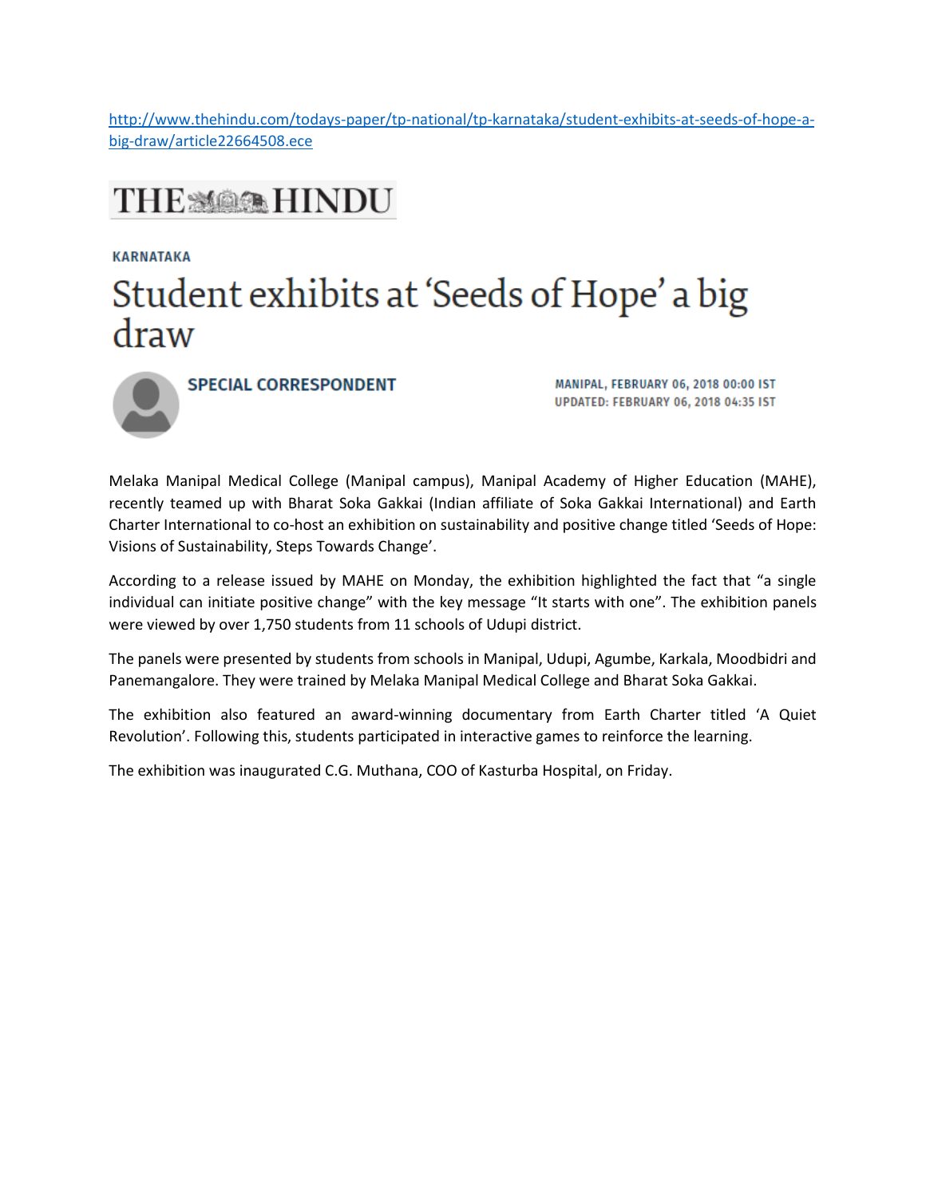http://www.thehindu.com/todays-paper/tp-national/tp-karnataka/student-exhibits-at-seeds-of-hope-a-big-draw/article22664508.ece

THE HINDU

KARNATAKA

# Student exhibits at 'Seeds of Hope' a big draw

**SPECIAL CORRESPONDENT**

MANIPAL, FEBRUARY 06, 2018 00:00 IST
UPDATED: FEBRUARY 06, 2018 04:35 IST

Melaka Manipal Medical College (Manipal campus), Manipal Academy of Higher Education (MAHE), recently teamed up with Bharat Soka Gakkai (Indian affiliate of Soka Gakkai International) and Earth Charter International to co-host an exhibition on sustainability and positive change titled 'Seeds of Hope: Visions of Sustainability, Steps Towards Change'.

According to a release issued by MAHE on Monday, the exhibition highlighted the fact that "a single individual can initiate positive change" with the key message "It starts with one". The exhibition panels were viewed by over 1,750 students from 11 schools of Udupi district.

The panels were presented by students from schools in Manipal, Udupi, Agumbe, Karkala, Moodbidri and Panemangalore. They were trained by Melaka Manipal Medical College and Bharat Soka Gakkai.

The exhibition also featured an award-winning documentary from Earth Charter titled 'A Quiet Revolution'. Following this, students participated in interactive games to reinforce the learning.

The exhibition was inaugurated C.G. Muthana, COO of Kasturba Hospital, on Friday.